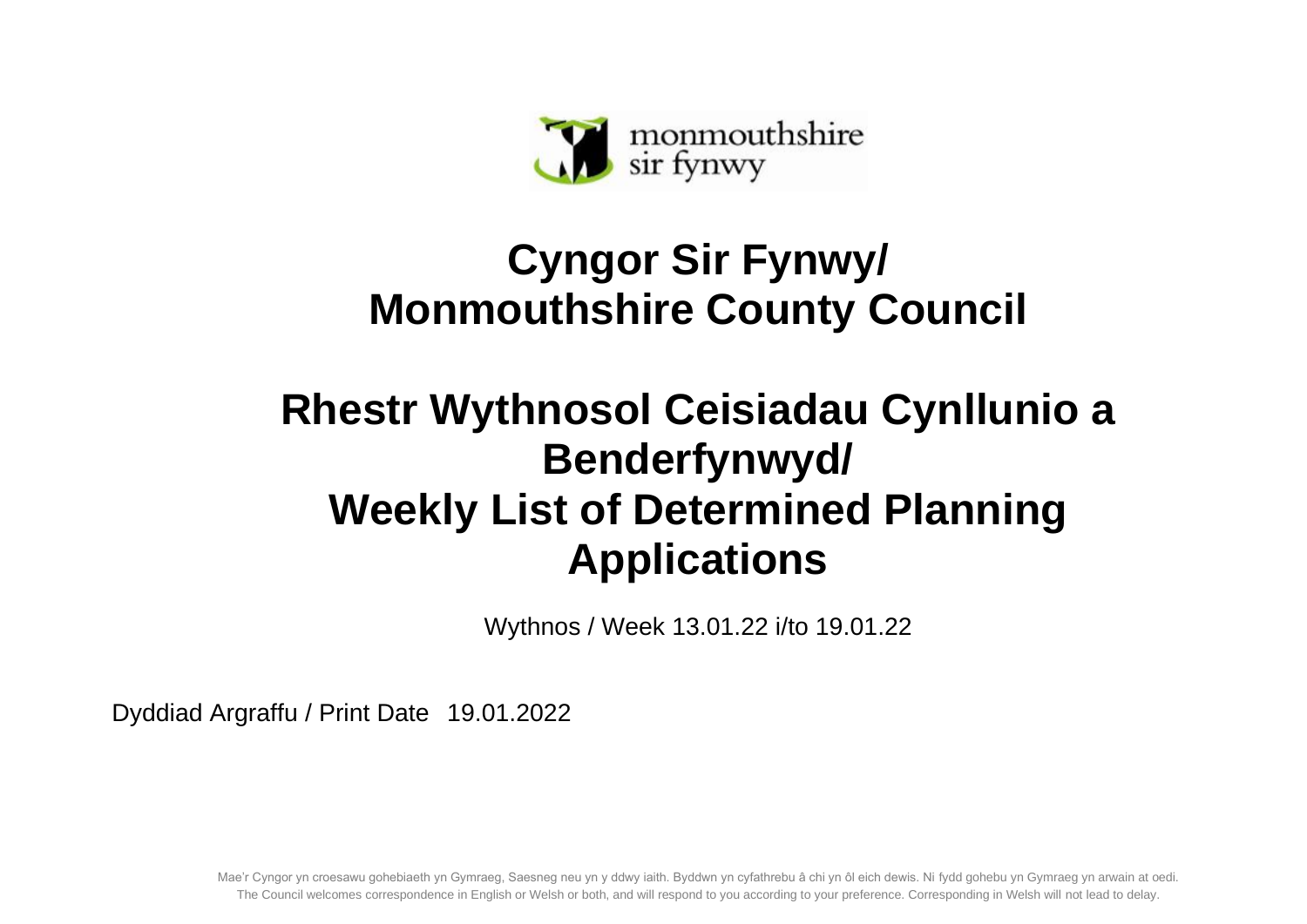monmouthshire
sir fynwy

# Cyngor Sir Fynwy/
# Monmouthshire County Council

# Rhestr Wythnosol Ceisiadau Cynllunio a Benderfynwyd/
# Weekly List of Determined Planning Applications

Wythnos / Week 13.01.22 i/to 19.01.22

Dyddiad Argraffu / Print Date 19.01.2022

Mae'r Cyngor yn croesawu gohebiaeth yn Gymraeg, Saesneg neu yn y ddwy iaith. Byddwn yn cyfathrebu â chi yn ôl eich dewis. Ni fydd gohebu yn Gymraeg yn arwain at oedi.
The Council welcomes correspondence in English or Welsh or both, and will respond to you according to your preference. Corresponding in Welsh will not lead to delay.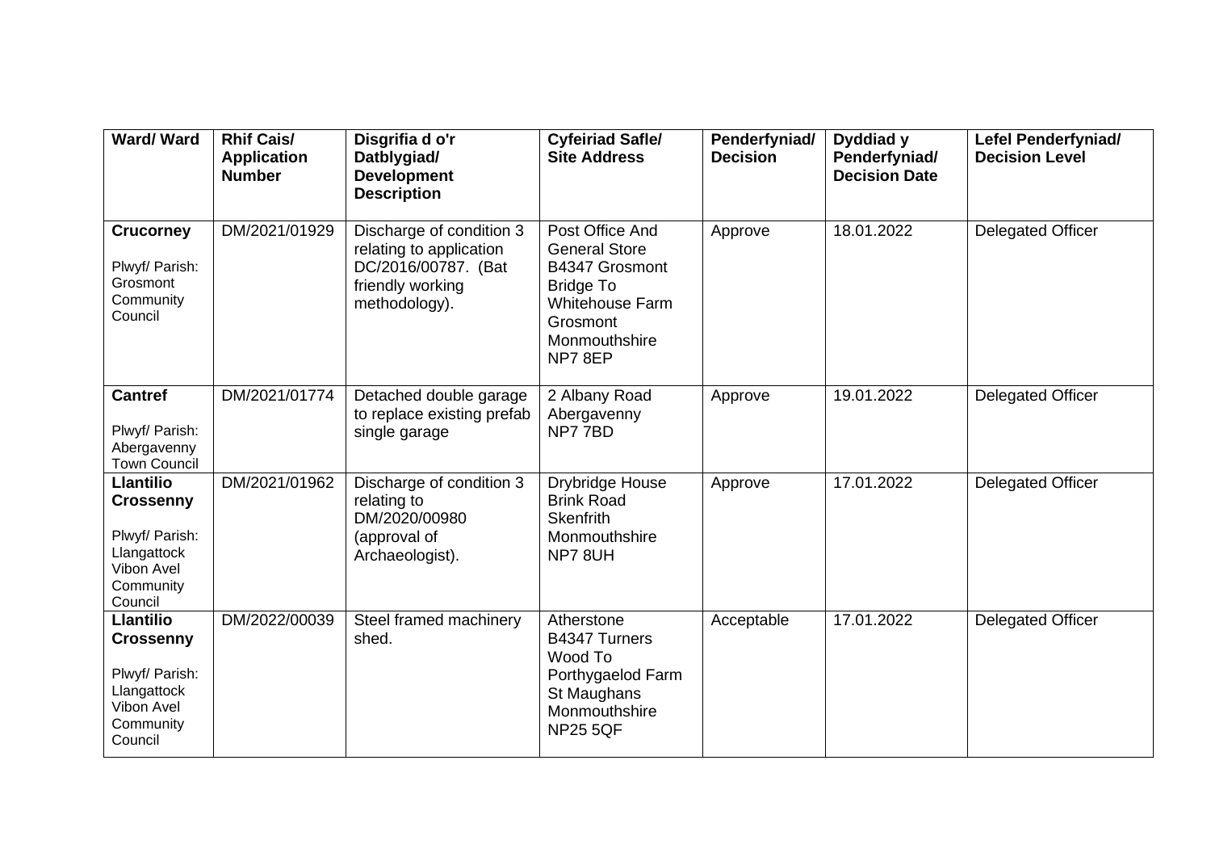| Ward/ Ward | Rhif Cais/ Application Number | Disgrifia d o'r Datblygiad/ Development Description | Cyfeiriad Safle/ Site Address | Penderfyniad/ Decision | Dyddiad y Penderfyniad/ Decision Date | Lefel Penderfyniad/ Decision Level |
|---|---|---|---|---|---|---|
| **Crucorney**<br><br>Plwyf/ Parish: Grosmont Community Council | DM/2021/01929 | Discharge of condition 3 relating to application DC/2016/00787. (Bat friendly working methodology). | Post Office And General Store B4347 Grosmont Bridge To Whitehouse Farm Grosmont Monmouthshire NP7 8EP | Approve | 18.01.2022 | Delegated Officer |
| **Cantref**<br><br>Plwyf/ Parish: Abergavenny Town Council | DM/2021/01774 | Detached double garage to replace existing prefab single garage | 2 Albany Road Abergavenny NP7 7BD | Approve | 19.01.2022 | Delegated Officer |
| **Llantilio Crossenny**<br><br>Plwyf/ Parish: Llangattock Vibon Avel Community Council | DM/2021/01962 | Discharge of condition 3 relating to DM/2020/00980 (approval of Archaeologist). | Drybridge House Brink Road Skenfrith Monmouthshire NP7 8UH | Approve | 17.01.2022 | Delegated Officer |
| **Llantilio Crossenny**<br><br>Plwyf/ Parish: Llangattock Vibon Avel Community Council | DM/2022/00039 | Steel framed machinery shed. | Atherstone B4347 Turners Wood To Porthygaelod Farm St Maughans Monmouthshire NP25 5QF | Acceptable | 17.01.2022 | Delegated Officer |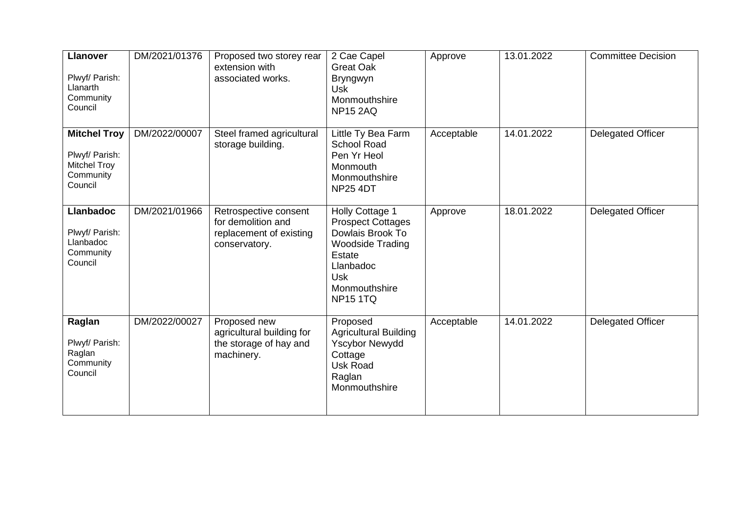| **Llanover**<br><br>Plwyf/ Parish: Llanarth Community Council | DM/2021/01376 | Proposed two storey rear extension with associated works. | 2 Cae Capel<br>Great Oak<br>Bryngwyn<br>Usk<br>Monmouthshire<br>NP15 2AQ | Approve | 13.01.2022 | Committee Decision |
|---|---|---|---|---|---|---|
| **Mitchel Troy**<br><br>Plwyf/ Parish: Mitchel Troy Community Council | DM/2022/00007 | Steel framed agricultural storage building. | Little Ty Bea Farm<br>School Road<br>Pen Yr Heol<br>Monmouth<br>Monmouthshire<br>NP25 4DT | Acceptable | 14.01.2022 | Delegated Officer |
| **Llanbadoc**<br><br>Plwyf/ Parish: Llanbadoc Community Council | DM/2021/01966 | Retrospective consent for demolition and replacement of existing conservatory. | Holly Cottage 1<br>Prospect Cottages<br>Dowlais Brook To<br>Woodside Trading<br>Estate<br>Llanbadoc<br>Usk<br>Monmouthshire<br>NP15 1TQ | Approve | 18.01.2022 | Delegated Officer |
| **Raglan**<br><br>Plwyf/ Parish: Raglan Community Council | DM/2022/00027 | Proposed new agricultural building for the storage of hay and machinery. | Proposed<br>Agricultural Building<br>Yscybor Newydd<br>Cottage<br>Usk Road<br>Raglan<br>Monmouthshire | Acceptable | 14.01.2022 | Delegated Officer |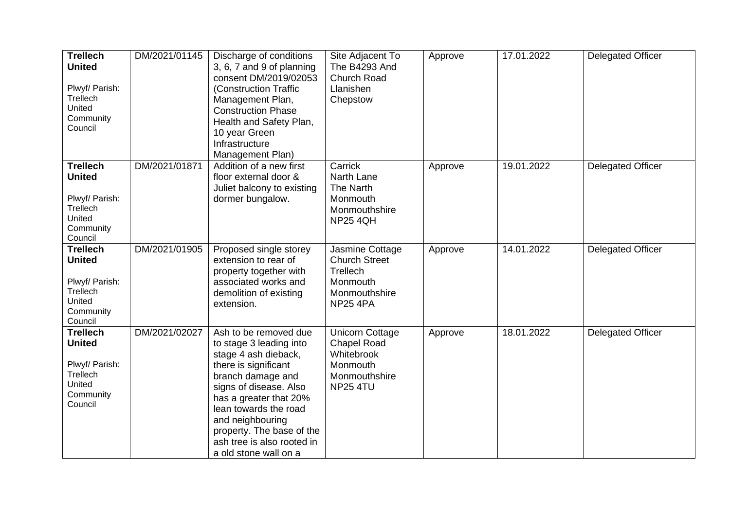| **Trellech United** Plwyf/ Parish: Trellech United Community Council | DM/2021/01145 | Discharge of conditions 3, 6, 7 and 9 of planning consent DM/2019/02053 (Construction Traffic Management Plan, Construction Phase Health and Safety Plan, 10 year Green Infrastructure Management Plan) | Site Adjacent To The B4293 And Church Road Llanishen Chepstow | Approve | 17.01.2022 | Delegated Officer |
|---|---|---|---|---|---|---|
| **Trellech United** Plwyf/ Parish: Trellech United Community Council | DM/2021/01871 | Addition of a new first floor external door & Juliet balcony to existing dormer bungalow. | Carrick North Lane The Narth Monmouth Monmouthshire NP25 4QH | Approve | 19.01.2022 | Delegated Officer |
| **Trellech United** Plwyf/ Parish: Trellech United Community Council | DM/2021/01905 | Proposed single storey extension to rear of property together with associated works and demolition of existing extension. | Jasmine Cottage Church Street Trellech Monmouth Monmouthshire NP25 4PA | Approve | 14.01.2022 | Delegated Officer |
| **Trellech United** Plwyf/ Parish: Trellech United Community Council | DM/2021/02027 | Ash to be removed due to stage 3 leading into stage 4 ash dieback, there is significant branch damage and signs of disease. Also has a greater that 20% lean towards the road and neighbouring property. The base of the ash tree is also rooted in a old stone wall on a | Unicorn Cottage Chapel Road Whitebrook Monmouth Monmouthshire NP25 4TU | Approve | 18.01.2022 | Delegated Officer |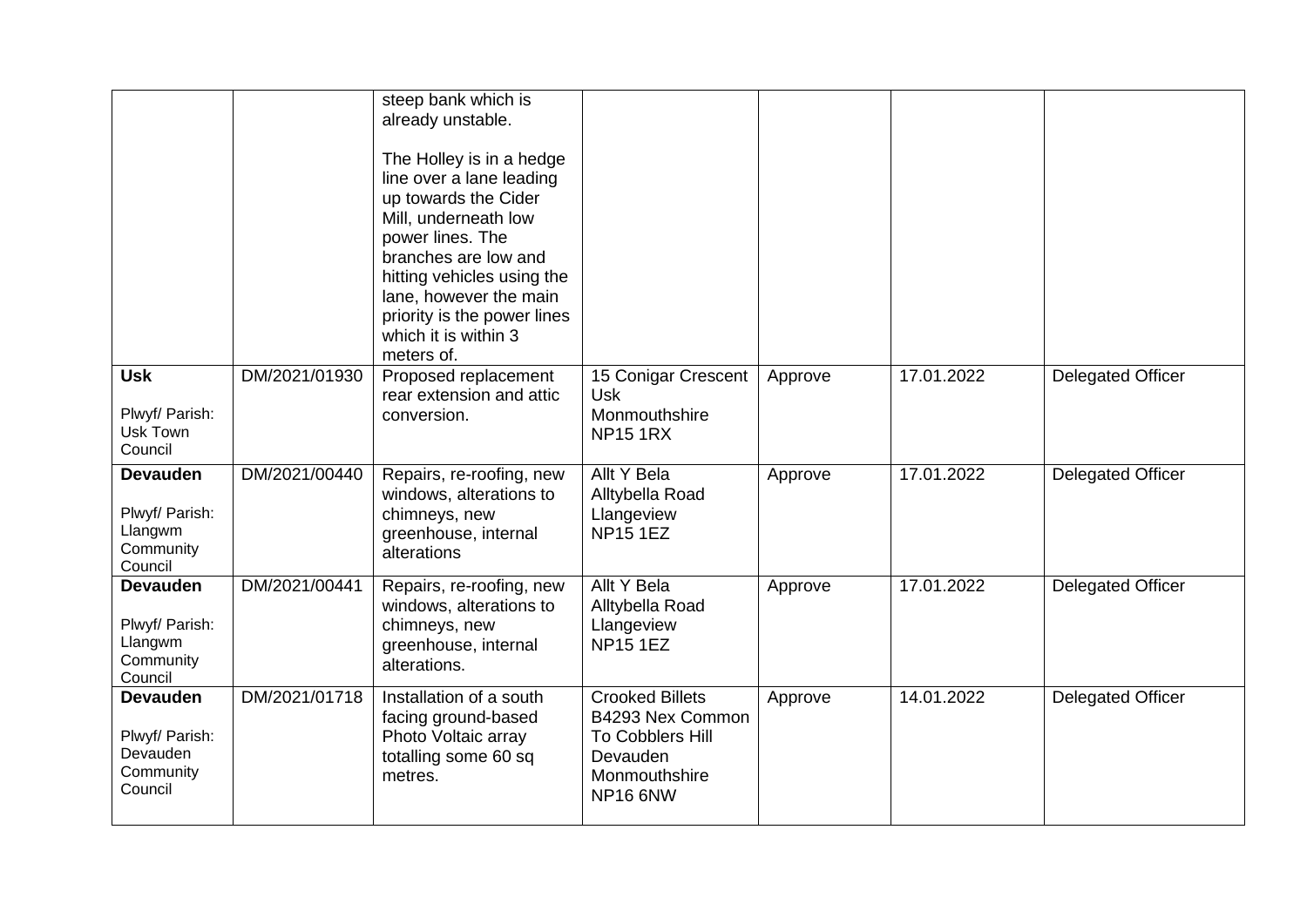| | | | | | | |
|---|---|---|---|---|---|---|
| | | steep bank which is already unstable.<br><br>The Holley is in a hedge line over a lane leading up towards the Cider Mill, underneath low power lines. The branches are low and hitting vehicles using the lane, however the main priority is the power lines which it is within 3 meters of. | | | | |
| **Usk**<br><br>Plwyf/ Parish: Usk Town Council | DM/2021/01930 | Proposed replacement rear extension and attic conversion. | 15 Conigar Crescent Usk Monmouthshire NP15 1RX | Approve | 17.01.2022 | Delegated Officer |
| **Devauden**<br><br>Plwyf/ Parish: Llangwm Community Council | DM/2021/00440 | Repairs, re-roofing, new windows, alterations to chimneys, new greenhouse, internal alterations | Allt Y Bela Alltybella Road Llangeview NP15 1EZ | Approve | 17.01.2022 | Delegated Officer |
| **Devauden**<br><br>Plwyf/ Parish: Llangwm Community Council | DM/2021/00441 | Repairs, re-roofing, new windows, alterations to chimneys, new greenhouse, internal alterations. | Allt Y Bela Alltybella Road Llangeview NP15 1EZ | Approve | 17.01.2022 | Delegated Officer |
| **Devauden**<br><br>Plwyf/ Parish: Devauden Community Council | DM/2021/01718 | Installation of a south facing ground-based Photo Voltaic array totalling some 60 sq metres. | Crooked Billets B4293 Nex Common To Cobblers Hill Devauden Monmouthshire NP16 6NW | Approve | 14.01.2022 | Delegated Officer |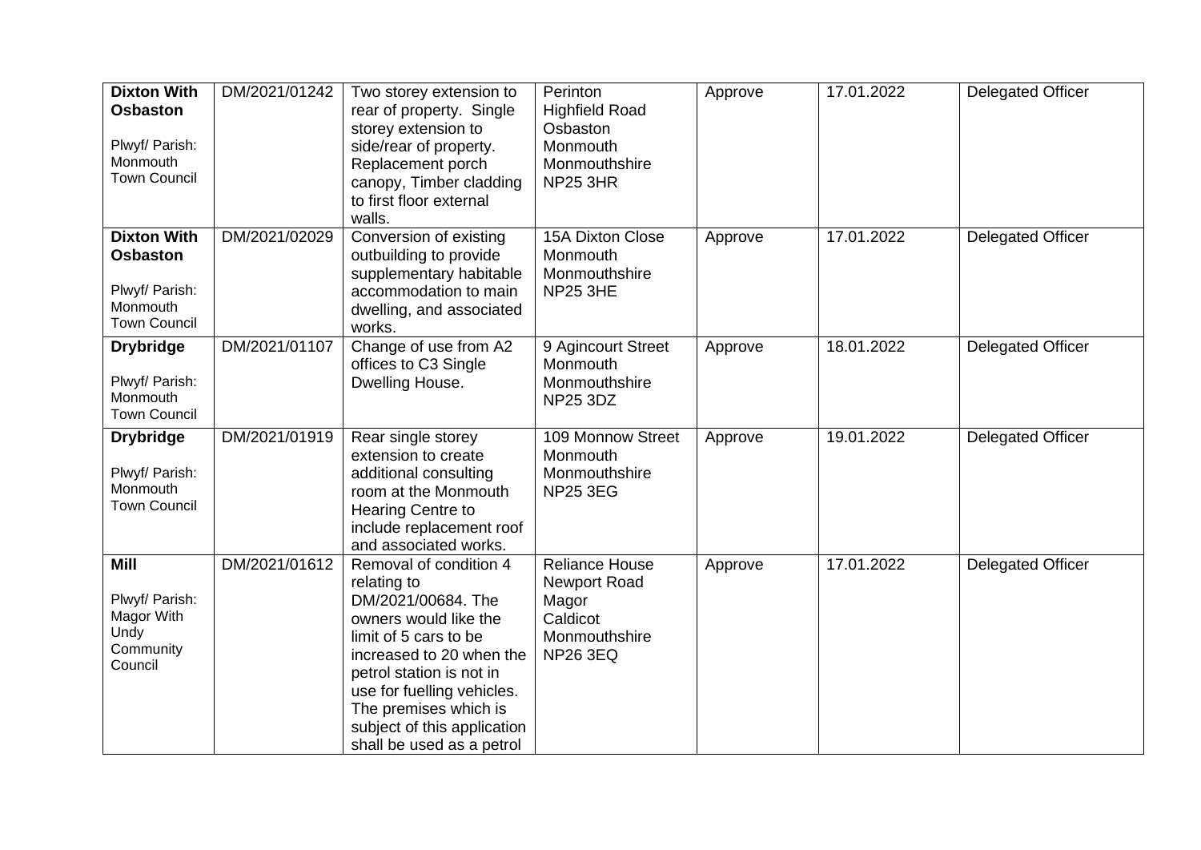| | | | | | | |
|---|---|---|---|---|---|---|
| **Dixton With Osbaston**<br><br>Plwyf/ Parish: Monmouth Town Council | DM/2021/01242 | Two storey extension to rear of property. Single storey extension to side/rear of property. Replacement porch canopy, Timber cladding to first floor external walls. | Perinton Highfield Road Osbaston Monmouth Monmouthshire NP25 3HR | Approve | 17.01.2022 | Delegated Officer |
| **Dixton With Osbaston**<br><br>Plwyf/ Parish: Monmouth Town Council | DM/2021/02029 | Conversion of existing outbuilding to provide supplementary habitable accommodation to main dwelling, and associated works. | 15A Dixton Close Monmouth Monmouthshire NP25 3HE | Approve | 17.01.2022 | Delegated Officer |
| **Drybridge**<br><br>Plwyf/ Parish: Monmouth Town Council | DM/2021/01107 | Change of use from A2 offices to C3 Single Dwelling House. | 9 Agincourt Street Monmouth Monmouthshire NP25 3DZ | Approve | 18.01.2022 | Delegated Officer |
| **Drybridge**<br><br>Plwyf/ Parish: Monmouth Town Council | DM/2021/01919 | Rear single storey extension to create additional consulting room at the Monmouth Hearing Centre to include replacement roof and associated works. | 109 Monnow Street Monmouth Monmouthshire NP25 3EG | Approve | 19.01.2022 | Delegated Officer |
| **Mill**<br><br>Plwyf/ Parish: Magor With Undy Community Council | DM/2021/01612 | Removal of condition 4 relating to DM/2021/00684. The owners would like the limit of 5 cars to be increased to 20 when the petrol station is not in use for fuelling vehicles. The premises which is subject of this application shall be used as a petrol | Reliance House Newport Road Magor Caldicot Monmouthshire NP26 3EQ | Approve | 17.01.2022 | Delegated Officer |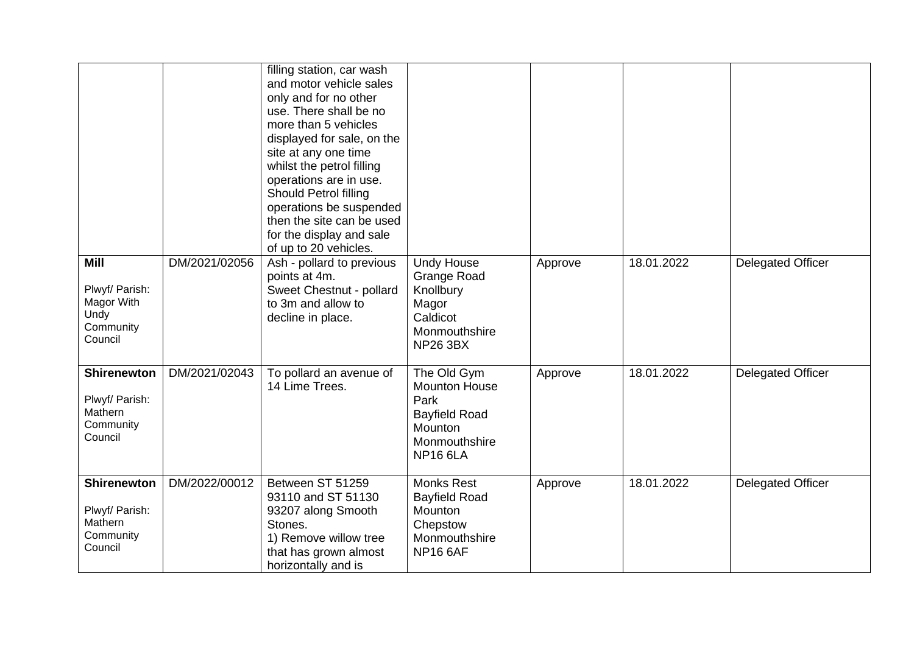| | | | | | | |
|---|---|---|---|---|---|---|
| | | filling station, car wash and motor vehicle sales only and for no other use. There shall be no more than 5 vehicles displayed for sale, on the site at any one time whilst the petrol filling operations are in use. Should Petrol filling operations be suspended then the site can be used for the display and sale of up to 20 vehicles. | | | | |
| **Mill**<br><br>Plwyf/ Parish: Magor With Undy Community Council | DM/2021/02056 | Ash - pollard to previous points at 4m.<br>Sweet Chestnut - pollard to 3m and allow to decline in place. | Undy House<br>Grange Road<br>Knollbury<br>Magor<br>Caldicot<br>Monmouthshire<br>NP26 3BX | Approve | 18.01.2022 | Delegated Officer |
| **Shirenewton**<br><br>Plwyf/ Parish: Mathern Community Council | DM/2021/02043 | To pollard an avenue of 14 Lime Trees. | The Old Gym<br>Mounton House Park<br>Bayfield Road<br>Mounton<br>Monmouthshire<br>NP16 6LA | Approve | 18.01.2022 | Delegated Officer |
| **Shirenewton**<br><br>Plwyf/ Parish: Mathern Community Council | DM/2022/00012 | Between ST 51259 93110 and ST 51130 93207 along Smooth Stones.<br>1) Remove willow tree that has grown almost horizontally and is | Monks Rest<br>Bayfield Road<br>Mounton<br>Chepstow<br>Monmouthshire<br>NP16 6AF | Approve | 18.01.2022 | Delegated Officer |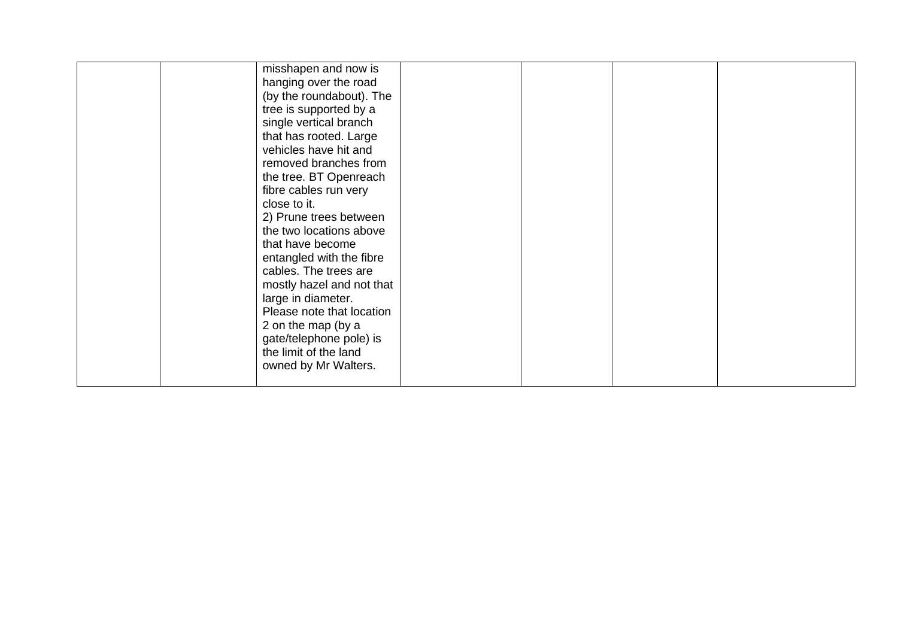| | | | | | | |
|---|---|---|---|---|---|---|
| | | misshapen and now is hanging over the road (by the roundabout). The tree is supported by a single vertical branch that has rooted. Large vehicles have hit and removed branches from the tree. BT Openreach fibre cables run very close to it.<br>2) Prune trees between the two locations above that have become entangled with the fibre cables. The trees are mostly hazel and not that large in diameter.<br>Please note that location 2 on the map (by a gate/telephone pole) is the limit of the land owned by Mr Walters. | | | | |